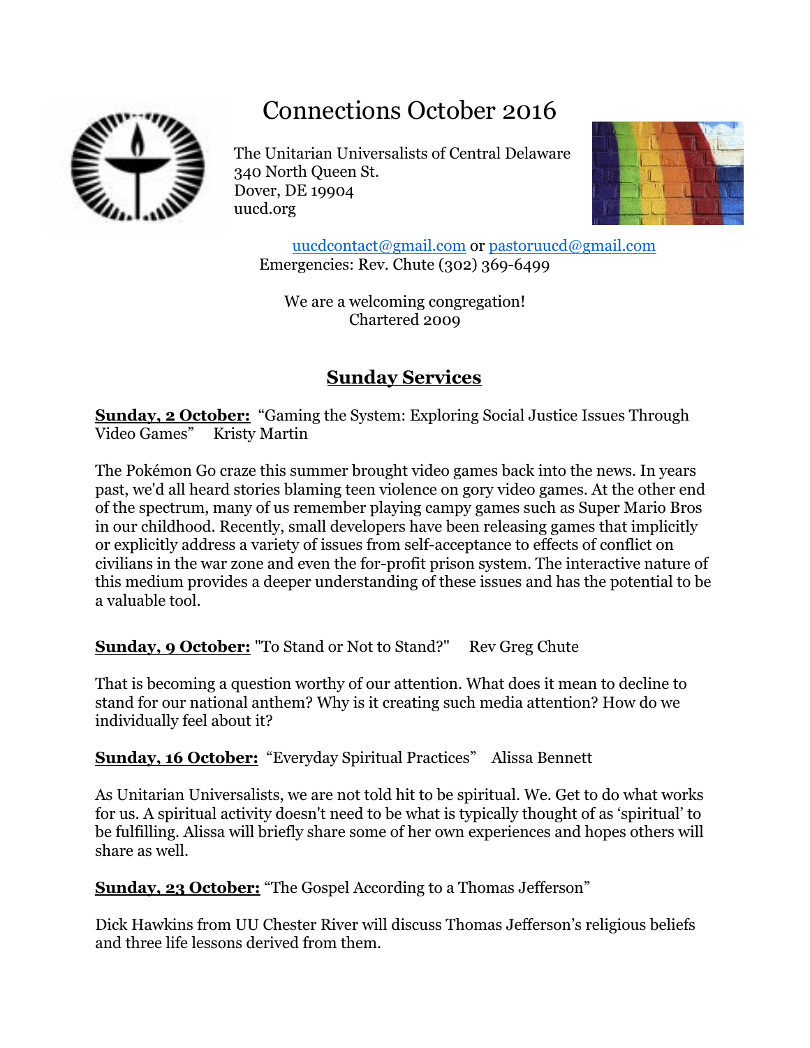# Connections October 2016

The Unitarian Universalists of Central Delaware
340 North Queen St.
Dover, DE 19904
uucd.org

uucdcontact@gmail.com or pastoruucd@gmail.com
Emergencies: Rev. Chute (302) 369-6499

We are a welcoming congregation!
Chartered 2009

## Sunday Services

**Sunday, 2 October:** "Gaming the System: Exploring Social Justice Issues Through Video Games" Kristy Martin

The Pokémon Go craze this summer brought video games back into the news. In years past, we'd all heard stories blaming teen violence on gory video games. At the other end of the spectrum, many of us remember playing campy games such as Super Mario Bros in our childhood. Recently, small developers have been releasing games that implicitly or explicitly address a variety of issues from self-acceptance to effects of conflict on civilians in the war zone and even the for-profit prison system. The interactive nature of this medium provides a deeper understanding of these issues and has the potential to be a valuable tool.

**Sunday, 9 October:** "To Stand or Not to Stand?" Rev Greg Chute

That is becoming a question worthy of our attention. What does it mean to decline to stand for our national anthem? Why is it creating such media attention? How do we individually feel about it?

**Sunday, 16 October:** "Everyday Spiritual Practices" Alissa Bennett

As Unitarian Universalists, we are not told hit to be spiritual. We. Get to do what works for us. A spiritual activity doesn't need to be what is typically thought of as 'spiritual' to be fulfilling. Alissa will briefly share some of her own experiences and hopes others will share as well.

**Sunday, 23 October:** "The Gospel According to a Thomas Jefferson"

Dick Hawkins from UU Chester River will discuss Thomas Jefferson's religious beliefs and three life lessons derived from them.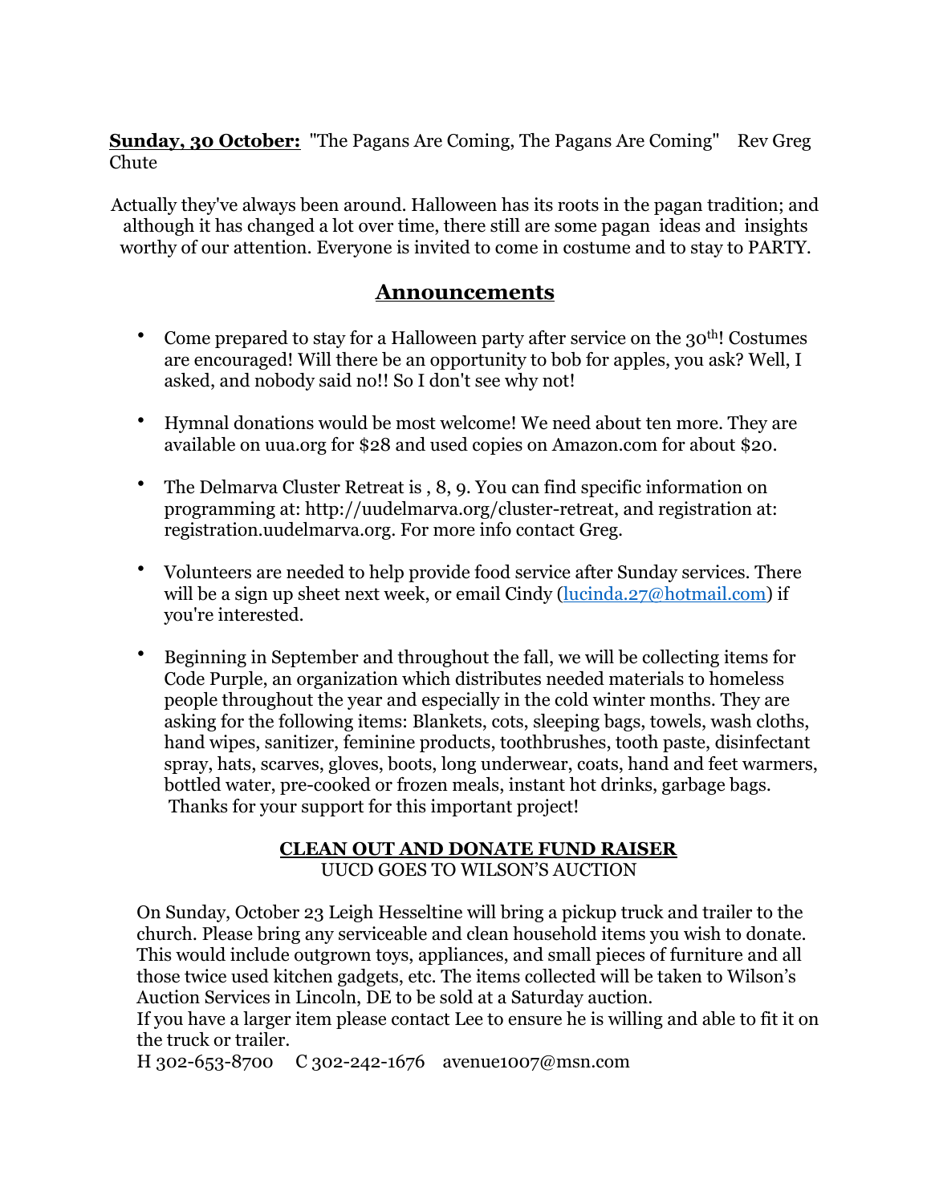**Sunday, 30 October:** "The Pagans Are Coming, The Pagans Are Coming" Rev Greg Chute

Actually they've always been around. Halloween has its roots in the pagan tradition; and although it has changed a lot over time, there still are some pagan ideas and insights worthy of our attention. Everyone is invited to come in costume and to stay to PARTY.

## Announcements

- Come prepared to stay for a Halloween party after service on the 30th! Costumes are encouraged! Will there be an opportunity to bob for apples, you ask? Well, I asked, and nobody said no!! So I don't see why not!
- Hymnal donations would be most welcome! We need about ten more. They are available on uua.org for $28 and used copies on Amazon.com for about $20.
- The Delmarva Cluster Retreat is , 8, 9. You can find specific information on programming at: http://uudelmarva.org/cluster-retreat, and registration at: registration.uudelmarva.org. For more info contact Greg.
- Volunteers are needed to help provide food service after Sunday services. There will be a sign up sheet next week, or email Cindy (lucinda.27@hotmail.com) if you're interested.
- Beginning in September and throughout the fall, we will be collecting items for Code Purple, an organization which distributes needed materials to homeless people throughout the year and especially in the cold winter months. They are asking for the following items: Blankets, cots, sleeping bags, towels, wash cloths, hand wipes, sanitizer, feminine products, toothbrushes, tooth paste, disinfectant spray, hats, scarves, gloves, boots, long underwear, coats, hand and feet warmers, bottled water, pre-cooked or frozen meals, instant hot drinks, garbage bags. Thanks for your support for this important project!

**CLEAN OUT AND DONATE FUND RAISER**

UUCD GOES TO WILSON'S AUCTION

On Sunday, October 23 Leigh Hesseltine will bring a pickup truck and trailer to the church. Please bring any serviceable and clean household items you wish to donate. This would include outgrown toys, appliances, and small pieces of furniture and all those twice used kitchen gadgets, etc. The items collected will be taken to Wilson's Auction Services in Lincoln, DE to be sold at a Saturday auction.
If you have a larger item please contact Lee to ensure he is willing and able to fit it on the truck or trailer.
H 302-653-8700 C 302-242-1676 avenue1007@msn.com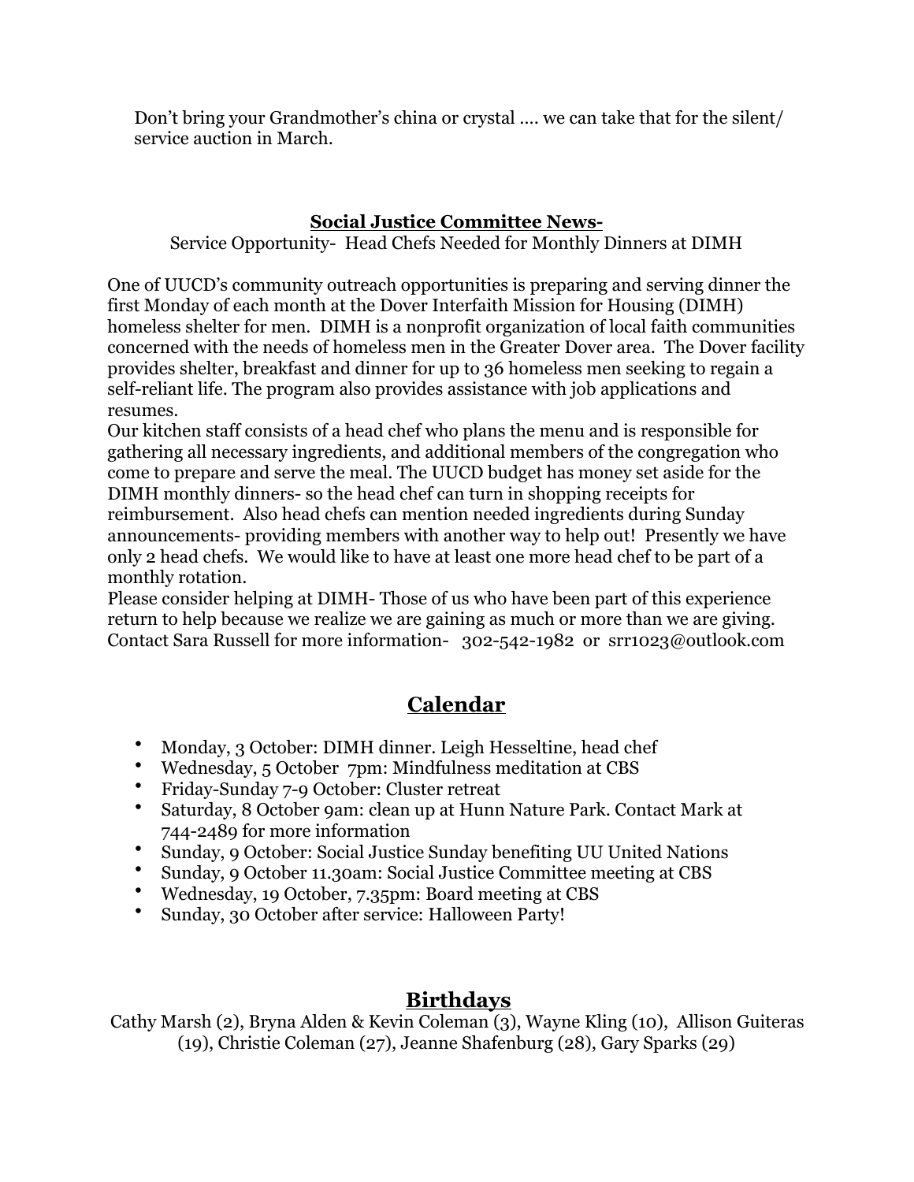Don't bring your Grandmother's china or crystal …. we can take that for the silent/service auction in March.

## Social Justice Committee News-

Service Opportunity- Head Chefs Needed for Monthly Dinners at DIMH

One of UUCD's community outreach opportunities is preparing and serving dinner the first Monday of each month at the Dover Interfaith Mission for Housing (DIMH) homeless shelter for men. DIMH is a nonprofit organization of local faith communities concerned with the needs of homeless men in the Greater Dover area. The Dover facility provides shelter, breakfast and dinner for up to 36 homeless men seeking to regain a self-reliant life. The program also provides assistance with job applications and resumes.

Our kitchen staff consists of a head chef who plans the menu and is responsible for gathering all necessary ingredients, and additional members of the congregation who come to prepare and serve the meal. The UUCD budget has money set aside for the DIMH monthly dinners- so the head chef can turn in shopping receipts for reimbursement. Also head chefs can mention needed ingredients during Sunday announcements- providing members with another way to help out! Presently we have only 2 head chefs. We would like to have at least one more head chef to be part of a monthly rotation.

Please consider helping at DIMH- Those of us who have been part of this experience return to help because we realize we are gaining as much or more than we are giving. Contact Sara Russell for more information- 302-542-1982 or srr1023@outlook.com

## Calendar

- Monday, 3 October: DIMH dinner. Leigh Hesseltine, head chef
- Wednesday, 5 October 7pm: Mindfulness meditation at CBS
- Friday-Sunday 7-9 October: Cluster retreat
- Saturday, 8 October 9am: clean up at Hunn Nature Park. Contact Mark at 744-2489 for more information
- Sunday, 9 October: Social Justice Sunday benefiting UU United Nations
- Sunday, 9 October 11.30am: Social Justice Committee meeting at CBS
- Wednesday, 19 October, 7.35pm: Board meeting at CBS
- Sunday, 30 October after service: Halloween Party!

## Birthdays

Cathy Marsh (2), Bryna Alden & Kevin Coleman (3), Wayne Kling (10), Allison Guiteras (19), Christie Coleman (27), Jeanne Shafenburg (28), Gary Sparks (29)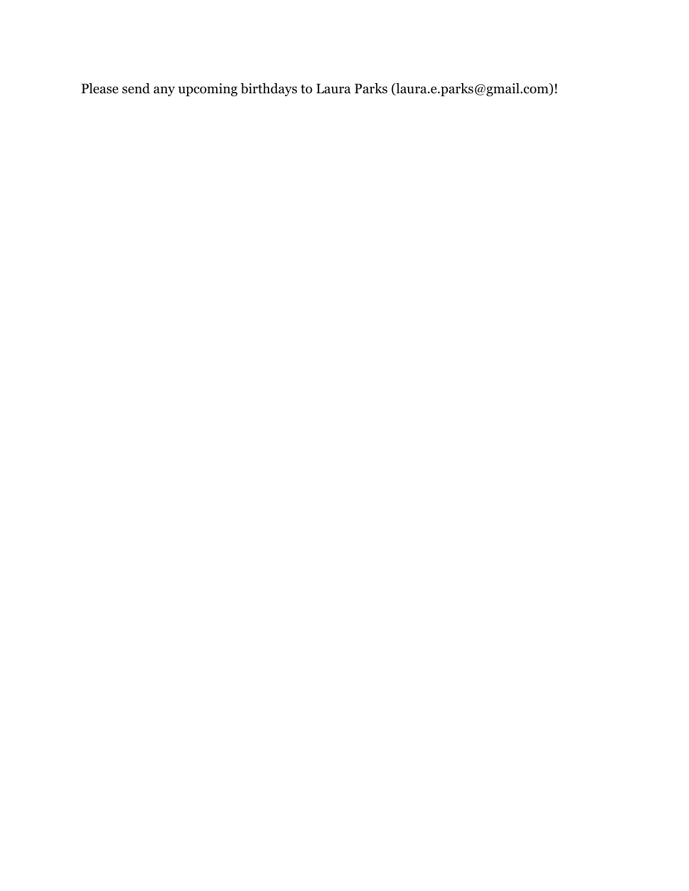Please send any upcoming birthdays to Laura Parks (laura.e.parks@gmail.com)!